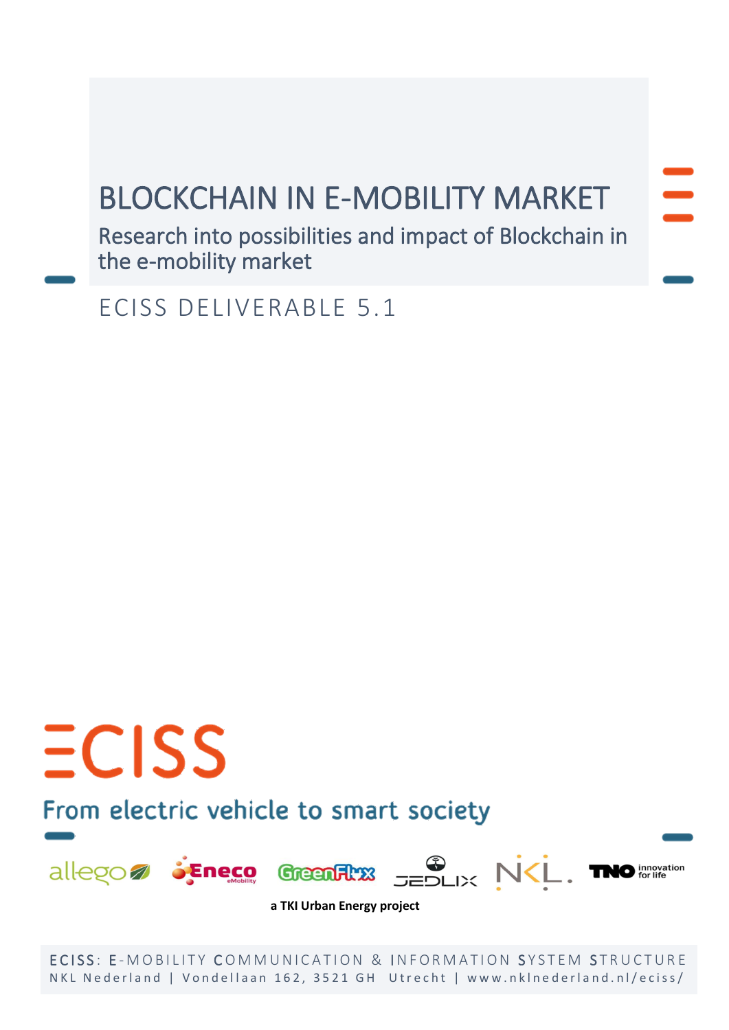# BLOCKCHAIN IN E-MOBILITY MARKET

## Research into possibilities and impact of Blockchain in the e-mobility market

ECISS DELIVERABLE 5.1

ECISS

From electric vehicle to smart society

allego Eneco eMobility GreenFlux JEDLIX NKL. TNO innovation for life

**a TKI Urban Energy project**

ECISS: E-MOBILITY COMMUNICATION & INFORMATION SYSTEM STRUCTURE

NKL Nederland | Vondellaan 162, 3521 GH Utrecht | www.nklnederland.nl/eciss/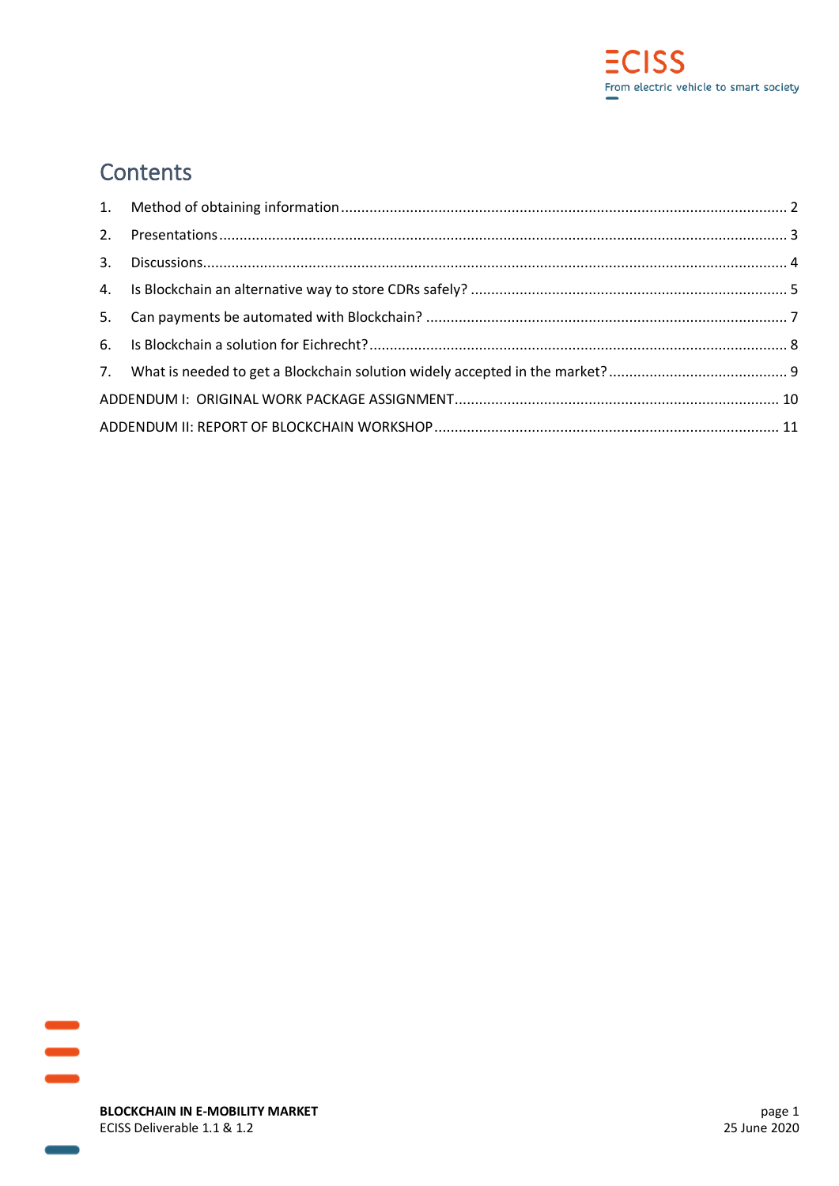# Contents

1. Method of obtaining information ............................................................ 2
2. Presentations ............................................................ 3
3. Discussions ............................................................ 4
4. Is Blockchain an alternative way to store CDRs safely? ............................................................ 5
5. Can payments be automated with Blockchain? ............................................................ 7
6. Is Blockchain a solution for Eichrecht? ............................................................ 8
7. What is needed to get a Blockchain solution widely accepted in the market? ............................................................ 9

ADDENDUM I: ORIGINAL WORK PACKAGE ASSIGNMENT ............................................................ 10

ADDENDUM II: REPORT OF BLOCKCHAIN WORKSHOP ............................................................ 11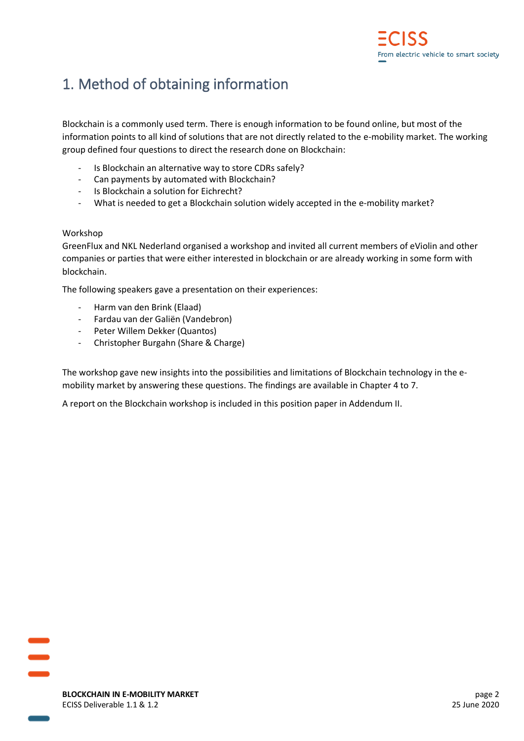# 1. Method of obtaining information

Blockchain is a commonly used term. There is enough information to be found online, but most of the information points to all kind of solutions that are not directly related to the e-mobility market. The working group defined four questions to direct the research done on Blockchain:

- Is Blockchain an alternative way to store CDRs safely?
- Can payments by automated with Blockchain?
- Is Blockchain a solution for Eichrecht?
- What is needed to get a Blockchain solution widely accepted in the e-mobility market?

Workshop
GreenFlux and NKL Nederland organised a workshop and invited all current members of eViolin and other companies or parties that were either interested in blockchain or are already working in some form with blockchain.

The following speakers gave a presentation on their experiences:

- Harm van den Brink (Elaad)
- Fardau van der Galiën (Vandebron)
- Peter Willem Dekker (Quantos)
- Christopher Burgahn (Share & Charge)

The workshop gave new insights into the possibilities and limitations of Blockchain technology in the e-mobility market by answering these questions. The findings are available in Chapter 4 to 7.

A report on the Blockchain workshop is included in this position paper in Addendum II.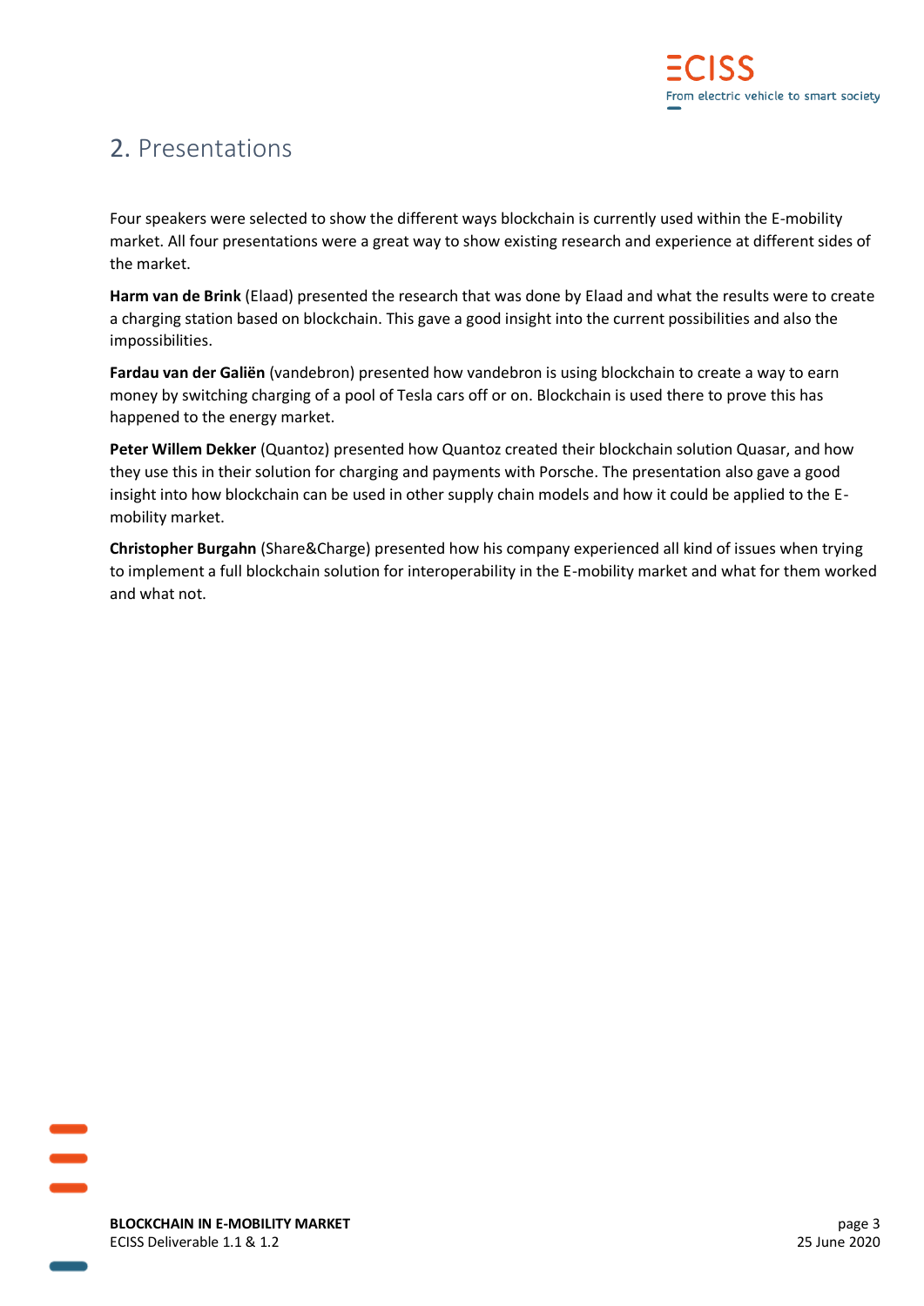## 2. Presentations

Four speakers were selected to show the different ways blockchain is currently used within the E-mobility market. All four presentations were a great way to show existing research and experience at different sides of the market.

**Harm van de Brink** (Elaad) presented the research that was done by Elaad and what the results were to create a charging station based on blockchain. This gave a good insight into the current possibilities and also the impossibilities.

**Fardau van der Galiën** (vandebron) presented how vandebron is using blockchain to create a way to earn money by switching charging of a pool of Tesla cars off or on. Blockchain is used there to prove this has happened to the energy market.

**Peter Willem Dekker** (Quantoz) presented how Quantoz created their blockchain solution Quasar, and how they use this in their solution for charging and payments with Porsche. The presentation also gave a good insight into how blockchain can be used in other supply chain models and how it could be applied to the E-mobility market.

**Christopher Burgahn** (Share&Charge) presented how his company experienced all kind of issues when trying to implement a full blockchain solution for interoperability in the E-mobility market and what for them worked and what not.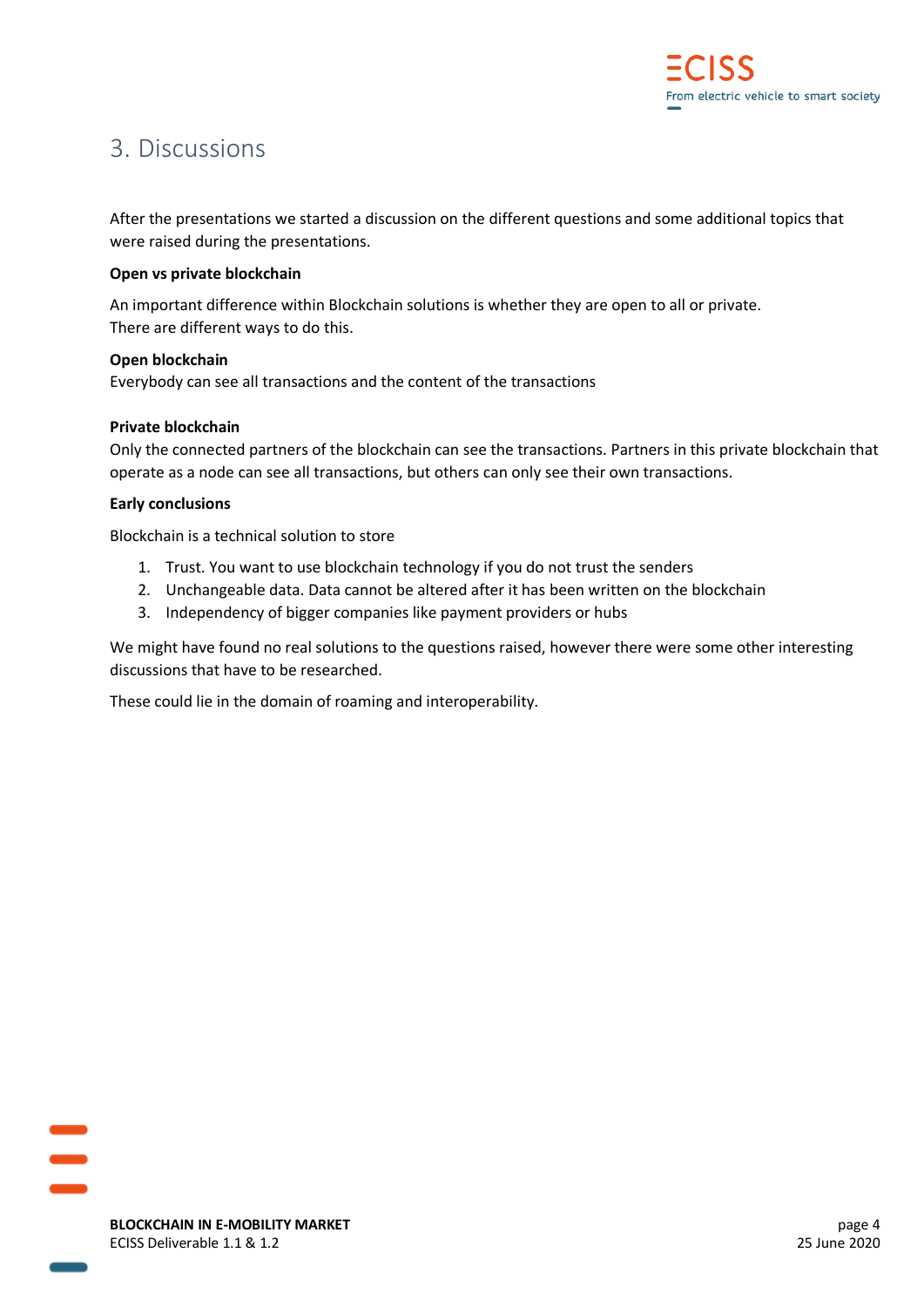# 3. Discussions

After the presentations we started a discussion on the different questions and some additional topics that were raised during the presentations.

**Open vs private blockchain**

An important difference within Blockchain solutions is whether they are open to all or private.
There are different ways to do this.

**Open blockchain**
Everybody can see all transactions and the content of the transactions

**Private blockchain**
Only the connected partners of the blockchain can see the transactions. Partners in this private blockchain that operate as a node can see all transactions, but others can only see their own transactions.

**Early conclusions**

Blockchain is a technical solution to store

1. Trust. You want to use blockchain technology if you do not trust the senders
2. Unchangeable data. Data cannot be altered after it has been written on the blockchain
3. Independency of bigger companies like payment providers or hubs

We might have found no real solutions to the questions raised, however there were some other interesting discussions that have to be researched.

These could lie in the domain of roaming and interoperability.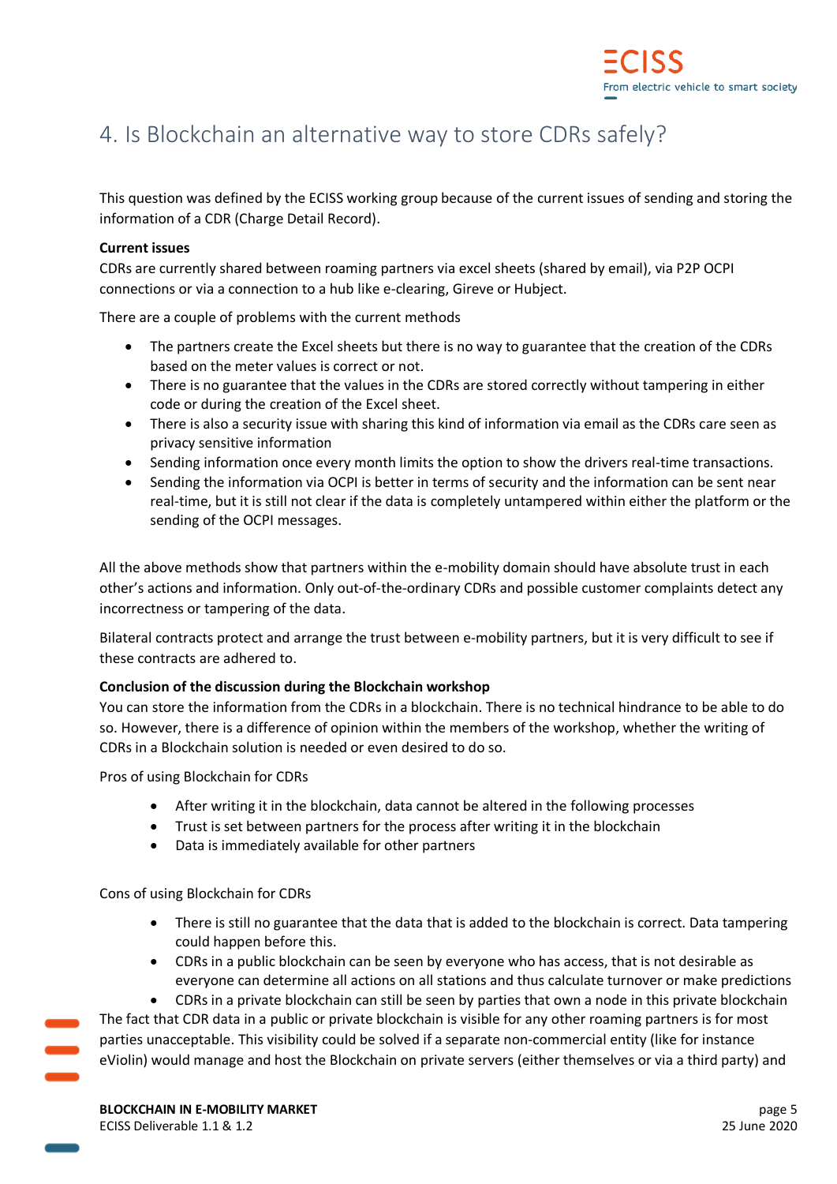# 4. Is Blockchain an alternative way to store CDRs safely?

This question was defined by the ECISS working group because of the current issues of sending and storing the information of a CDR (Charge Detail Record).

**Current issues**

CDRs are currently shared between roaming partners via excel sheets (shared by email), via P2P OCPI connections or via a connection to a hub like e-clearing, Gireve or Hubject.

There are a couple of problems with the current methods

- The partners create the Excel sheets but there is no way to guarantee that the creation of the CDRs based on the meter values is correct or not.
- There is no guarantee that the values in the CDRs are stored correctly without tampering in either code or during the creation of the Excel sheet.
- There is also a security issue with sharing this kind of information via email as the CDRs care seen as privacy sensitive information
- Sending information once every month limits the option to show the drivers real-time transactions.
- Sending the information via OCPI is better in terms of security and the information can be sent near real-time, but it is still not clear if the data is completely untampered within either the platform or the sending of the OCPI messages.

All the above methods show that partners within the e-mobility domain should have absolute trust in each other's actions and information. Only out-of-the-ordinary CDRs and possible customer complaints detect any incorrectness or tampering of the data.

Bilateral contracts protect and arrange the trust between e-mobility partners, but it is very difficult to see if these contracts are adhered to.

**Conclusion of the discussion during the Blockchain workshop**

You can store the information from the CDRs in a blockchain. There is no technical hindrance to be able to do so. However, there is a difference of opinion within the members of the workshop, whether the writing of CDRs in a Blockchain solution is needed or even desired to do so.

Pros of using Blockchain for CDRs

- After writing it in the blockchain, data cannot be altered in the following processes
- Trust is set between partners for the process after writing it in the blockchain
- Data is immediately available for other partners

Cons of using Blockchain for CDRs

- There is still no guarantee that the data that is added to the blockchain is correct. Data tampering could happen before this.
- CDRs in a public blockchain can be seen by everyone who has access, that is not desirable as everyone can determine all actions on all stations and thus calculate turnover or make predictions
- CDRs in a private blockchain can still be seen by parties that own a node in this private blockchain

The fact that CDR data in a public or private blockchain is visible for any other roaming partners is for most parties unacceptable. This visibility could be solved if a separate non-commercial entity (like for instance eViolin) would manage and host the Blockchain on private servers (either themselves or via a third party) and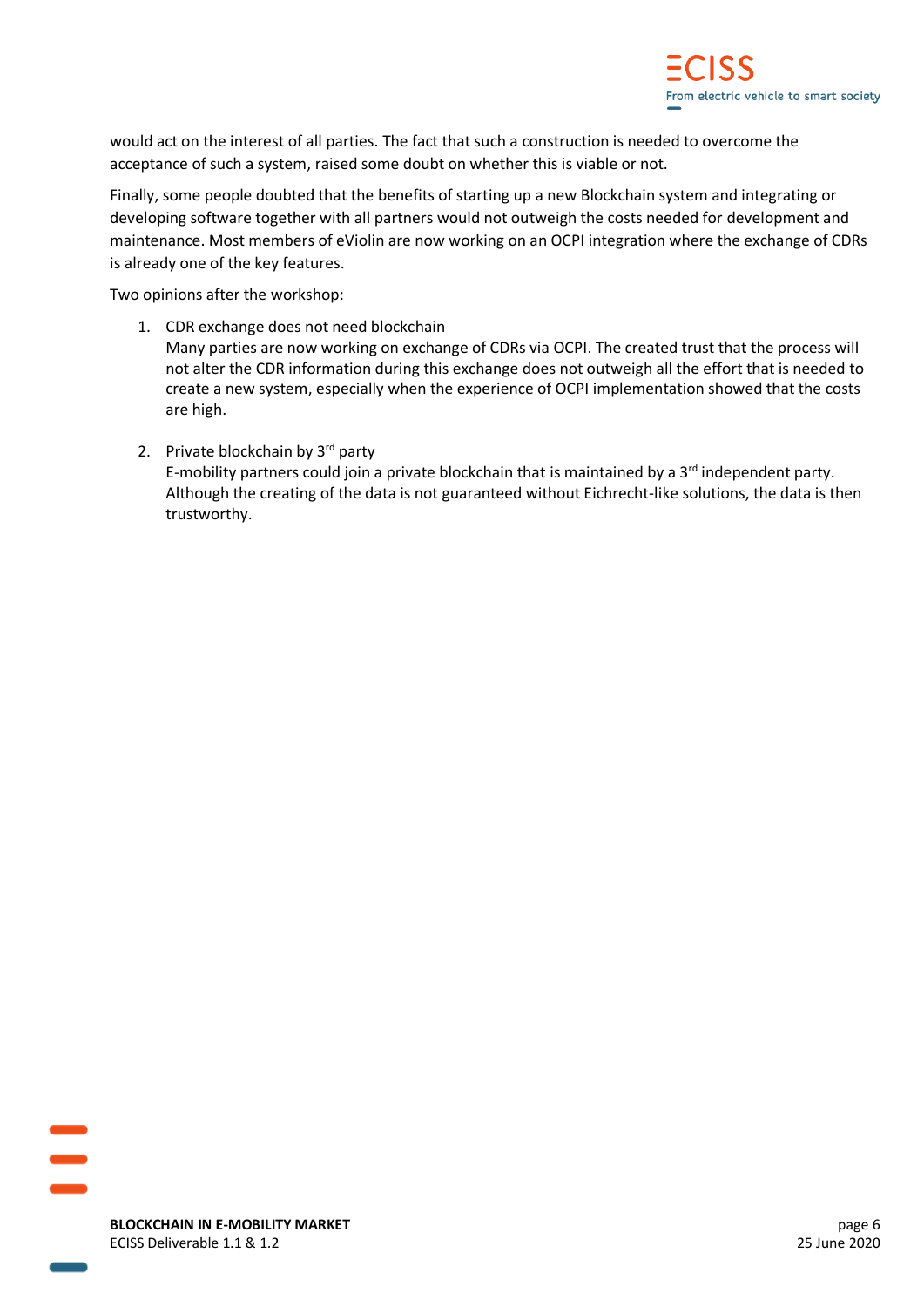would act on the interest of all parties. The fact that such a construction is needed to overcome the acceptance of such a system, raised some doubt on whether this is viable or not.

Finally, some people doubted that the benefits of starting up a new Blockchain system and integrating or developing software together with all partners would not outweigh the costs needed for development and maintenance. Most members of eViolin are now working on an OCPI integration where the exchange of CDRs is already one of the key features.

Two opinions after the workshop:

1. CDR exchange does not need blockchain
   Many parties are now working on exchange of CDRs via OCPI. The created trust that the process will not alter the CDR information during this exchange does not outweigh all the effort that is needed to create a new system, especially when the experience of OCPI implementation showed that the costs are high.

2. Private blockchain by 3rd party
   E-mobility partners could join a private blockchain that is maintained by a 3rd independent party. Although the creating of the data is not guaranteed without Eichrecht-like solutions, the data is then trustworthy.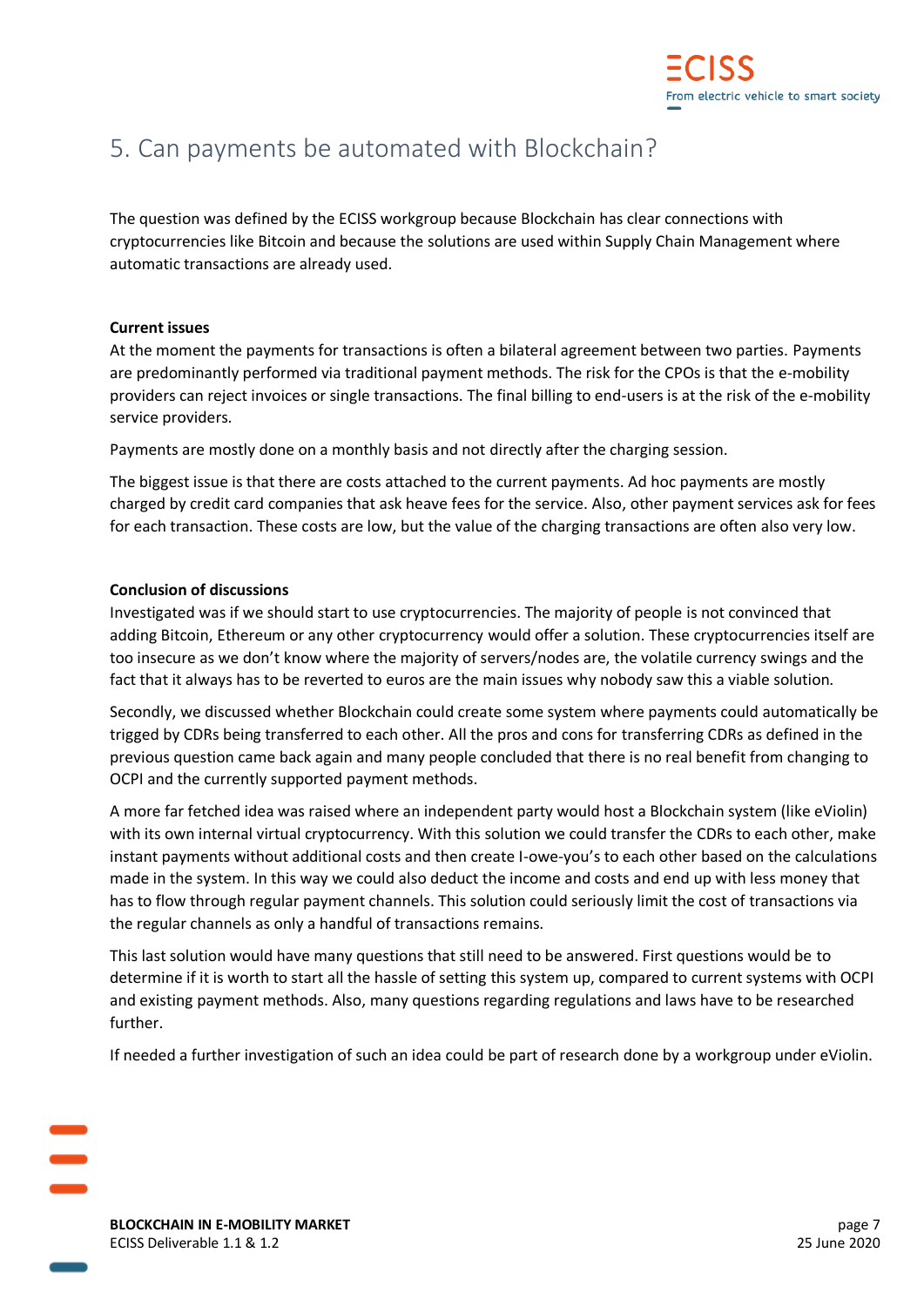# 5. Can payments be automated with Blockchain?

The question was defined by the ECISS workgroup because Blockchain has clear connections with cryptocurrencies like Bitcoin and because the solutions are used within Supply Chain Management where automatic transactions are already used.

**Current issues**

At the moment the payments for transactions is often a bilateral agreement between two parties. Payments are predominantly performed via traditional payment methods. The risk for the CPOs is that the e-mobility providers can reject invoices or single transactions. The final billing to end-users is at the risk of the e-mobility service providers.

Payments are mostly done on a monthly basis and not directly after the charging session.

The biggest issue is that there are costs attached to the current payments. Ad hoc payments are mostly charged by credit card companies that ask heave fees for the service. Also, other payment services ask for fees for each transaction. These costs are low, but the value of the charging transactions are often also very low.

**Conclusion of discussions**

Investigated was if we should start to use cryptocurrencies. The majority of people is not convinced that adding Bitcoin, Ethereum or any other cryptocurrency would offer a solution. These cryptocurrencies itself are too insecure as we don't know where the majority of servers/nodes are, the volatile currency swings and the fact that it always has to be reverted to euros are the main issues why nobody saw this a viable solution.

Secondly, we discussed whether Blockchain could create some system where payments could automatically be trigged by CDRs being transferred to each other. All the pros and cons for transferring CDRs as defined in the previous question came back again and many people concluded that there is no real benefit from changing to OCPI and the currently supported payment methods.

A more far fetched idea was raised where an independent party would host a Blockchain system (like eViolin) with its own internal virtual cryptocurrency. With this solution we could transfer the CDRs to each other, make instant payments without additional costs and then create I-owe-you's to each other based on the calculations made in the system. In this way we could also deduct the income and costs and end up with less money that has to flow through regular payment channels. This solution could seriously limit the cost of transactions via the regular channels as only a handful of transactions remains.

This last solution would have many questions that still need to be answered. First questions would be to determine if it is worth to start all the hassle of setting this system up, compared to current systems with OCPI and existing payment methods. Also, many questions regarding regulations and laws have to be researched further.

If needed a further investigation of such an idea could be part of research done by a workgroup under eViolin.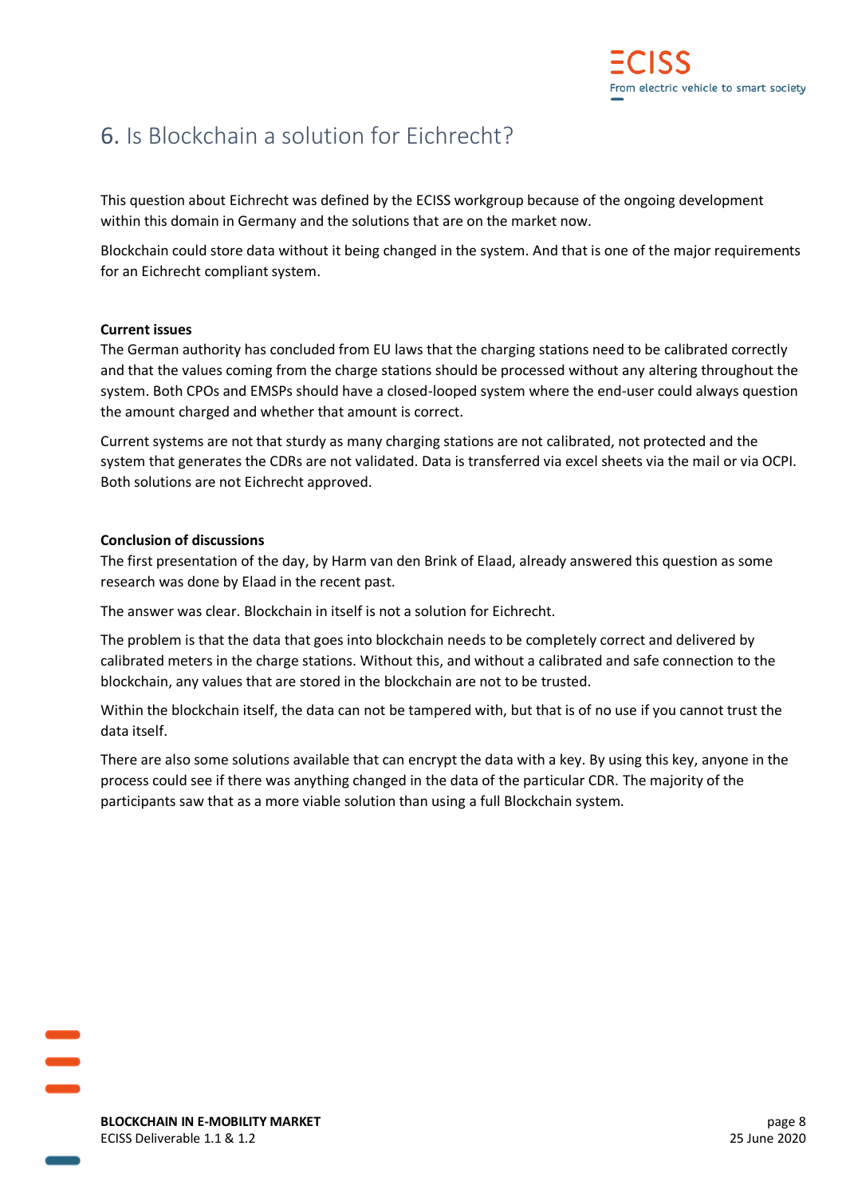# 6. Is Blockchain a solution for Eichrecht?

This question about Eichrecht was defined by the ECISS workgroup because of the ongoing development within this domain in Germany and the solutions that are on the market now.

Blockchain could store data without it being changed in the system. And that is one of the major requirements for an Eichrecht compliant system.

**Current issues**

The German authority has concluded from EU laws that the charging stations need to be calibrated correctly and that the values coming from the charge stations should be processed without any altering throughout the system. Both CPOs and EMSPs should have a closed-looped system where the end-user could always question the amount charged and whether that amount is correct.

Current systems are not that sturdy as many charging stations are not calibrated, not protected and the system that generates the CDRs are not validated. Data is transferred via excel sheets via the mail or via OCPI. Both solutions are not Eichrecht approved.

**Conclusion of discussions**

The first presentation of the day, by Harm van den Brink of Elaad, already answered this question as some research was done by Elaad in the recent past.

The answer was clear. Blockchain in itself is not a solution for Eichrecht.

The problem is that the data that goes into blockchain needs to be completely correct and delivered by calibrated meters in the charge stations. Without this, and without a calibrated and safe connection to the blockchain, any values that are stored in the blockchain are not to be trusted.

Within the blockchain itself, the data can not be tampered with, but that is of no use if you cannot trust the data itself.

There are also some solutions available that can encrypt the data with a key. By using this key, anyone in the process could see if there was anything changed in the data of the particular CDR. The majority of the participants saw that as a more viable solution than using a full Blockchain system.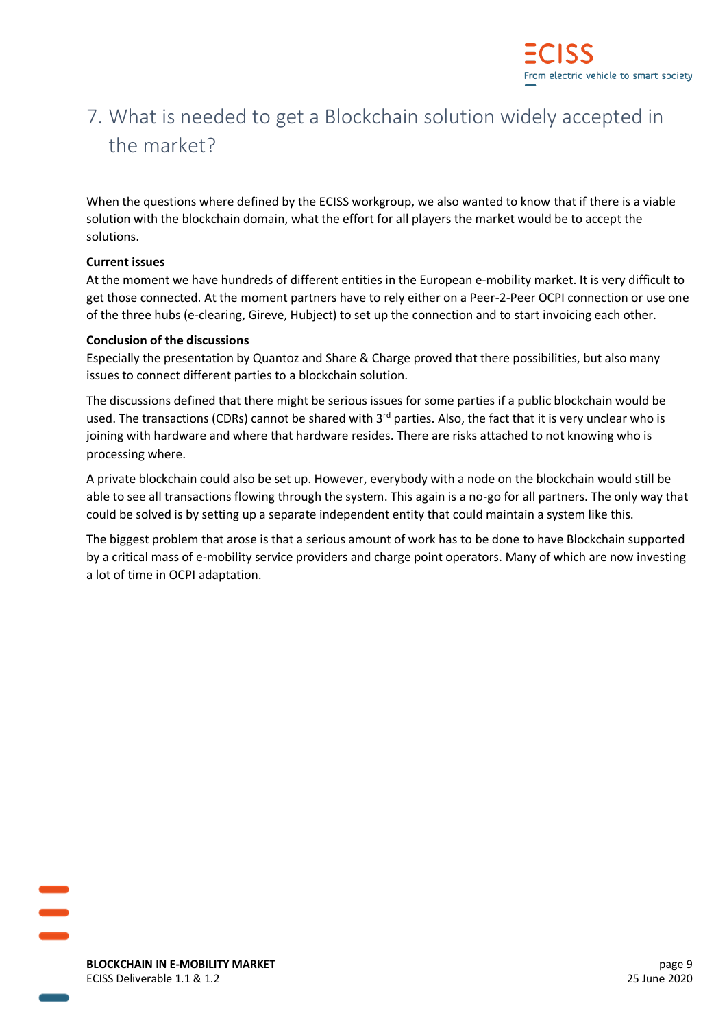# 7. What is needed to get a Blockchain solution widely accepted in the market?

When the questions where defined by the ECISS workgroup, we also wanted to know that if there is a viable solution with the blockchain domain, what the effort for all players the market would be to accept the solutions.

**Current issues**

At the moment we have hundreds of different entities in the European e-mobility market. It is very difficult to get those connected. At the moment partners have to rely either on a Peer-2-Peer OCPI connection or use one of the three hubs (e-clearing, Gireve, Hubject) to set up the connection and to start invoicing each other.

**Conclusion of the discussions**

Especially the presentation by Quantoz and Share & Charge proved that there possibilities, but also many issues to connect different parties to a blockchain solution.

The discussions defined that there might be serious issues for some parties if a public blockchain would be used. The transactions (CDRs) cannot be shared with 3rd parties. Also, the fact that it is very unclear who is joining with hardware and where that hardware resides. There are risks attached to not knowing who is processing where.

A private blockchain could also be set up. However, everybody with a node on the blockchain would still be able to see all transactions flowing through the system. This again is a no-go for all partners. The only way that could be solved is by setting up a separate independent entity that could maintain a system like this.

The biggest problem that arose is that a serious amount of work has to be done to have Blockchain supported by a critical mass of e-mobility service providers and charge point operators. Many of which are now investing a lot of time in OCPI adaptation.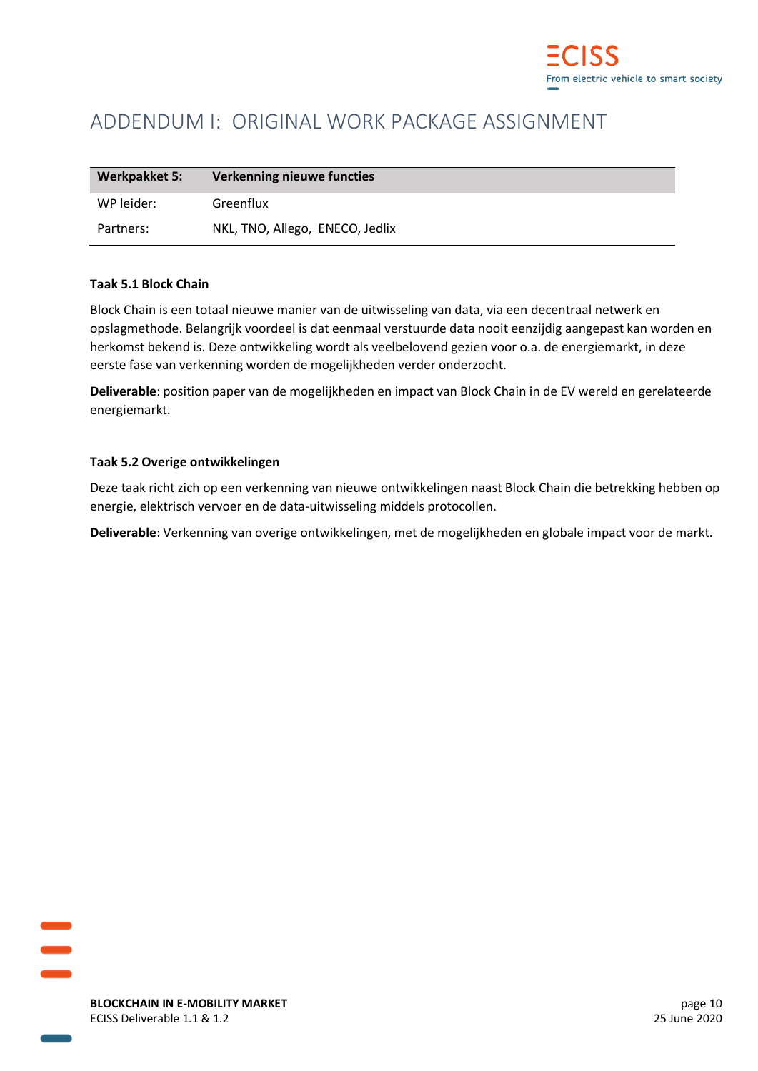# ADDENDUM I: ORIGINAL WORK PACKAGE ASSIGNMENT

| **Werkpakket 5:** | **Verkenning nieuwe functies** |
| --- | --- |
| WP leider: | Greenflux |
| Partners: | NKL, TNO, Allego, ENECO, Jedlix |

**Taak 5.1 Block Chain**

Block Chain is een totaal nieuwe manier van de uitwisseling van data, via een decentraal netwerk en opslagmethode. Belangrijk voordeel is dat eenmaal verstuurde data nooit eenzijdig aangepast kan worden en herkomst bekend is. Deze ontwikkeling wordt als veelbelovend gezien voor o.a. de energiemarkt, in deze eerste fase van verkenning worden de mogelijkheden verder onderzocht.

**Deliverable**: position paper van de mogelijkheden en impact van Block Chain in de EV wereld en gerelateerde energiemarkt.

**Taak 5.2 Overige ontwikkelingen**

Deze taak richt zich op een verkenning van nieuwe ontwikkelingen naast Block Chain die betrekking hebben op energie, elektrisch vervoer en de data-uitwisseling middels protocollen.

**Deliverable**: Verkenning van overige ontwikkelingen, met de mogelijkheden en globale impact voor de markt.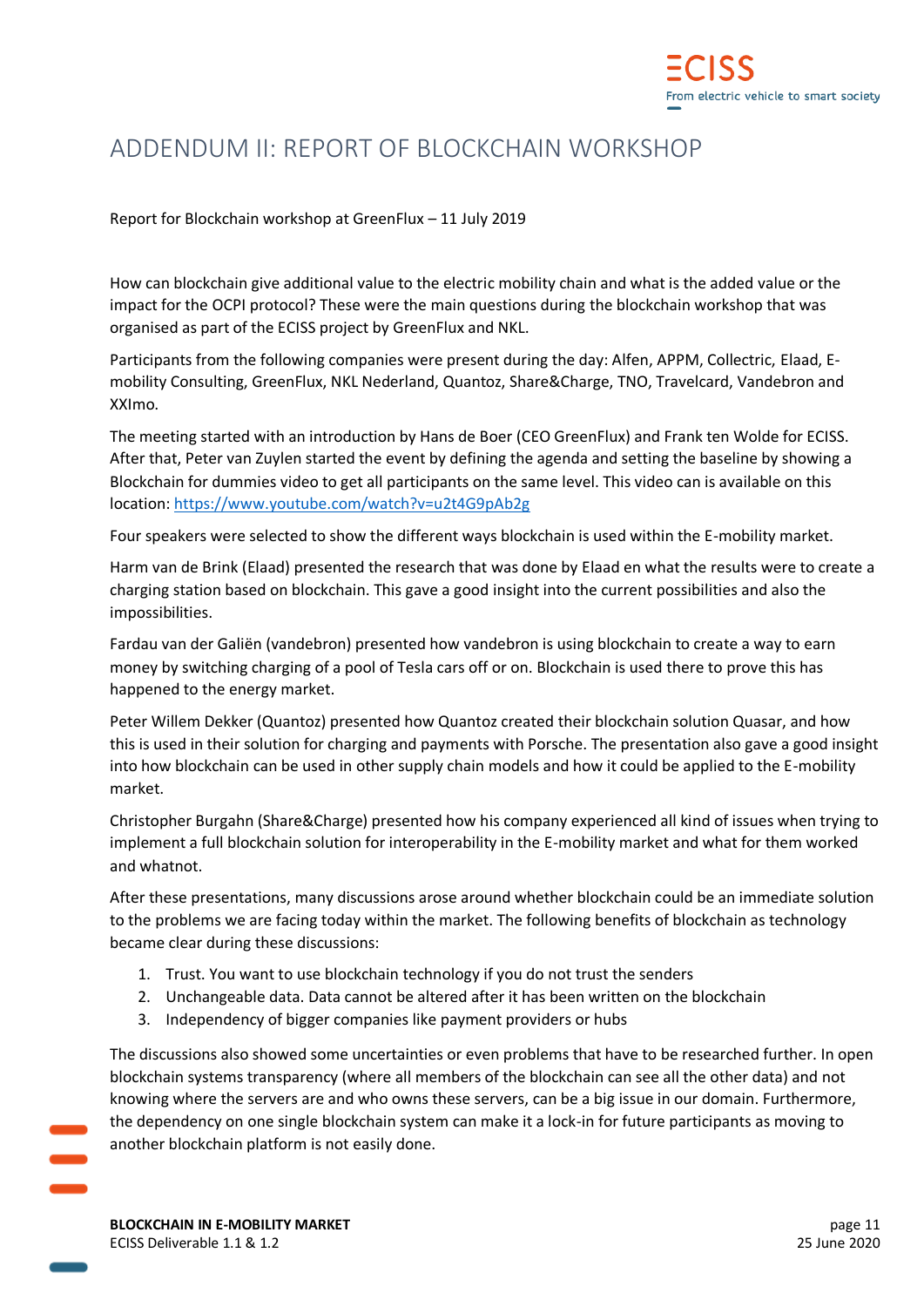# ADDENDUM II: REPORT OF BLOCKCHAIN WORKSHOP

Report for Blockchain workshop at GreenFlux – 11 July 2019

How can blockchain give additional value to the electric mobility chain and what is the added value or the impact for the OCPI protocol? These were the main questions during the blockchain workshop that was organised as part of the ECISS project by GreenFlux and NKL.

Participants from the following companies were present during the day: Alfen, APPM, Collectric, Elaad, E-mobility Consulting, GreenFlux, NKL Nederland, Quantoz, Share&Charge, TNO, Travelcard, Vandebron and XXImo.

The meeting started with an introduction by Hans de Boer (CEO GreenFlux) and Frank ten Wolde for ECISS. After that, Peter van Zuylen started the event by defining the agenda and setting the baseline by showing a Blockchain for dummies video to get all participants on the same level. This video can is available on this location: https://www.youtube.com/watch?v=u2t4G9pAb2g

Four speakers were selected to show the different ways blockchain is used within the E-mobility market.

Harm van de Brink (Elaad) presented the research that was done by Elaad en what the results were to create a charging station based on blockchain. This gave a good insight into the current possibilities and also the impossibilities.

Fardau van der Galiën (vandebron) presented how vandebron is using blockchain to create a way to earn money by switching charging of a pool of Tesla cars off or on. Blockchain is used there to prove this has happened to the energy market.

Peter Willem Dekker (Quantoz) presented how Quantoz created their blockchain solution Quasar, and how this is used in their solution for charging and payments with Porsche. The presentation also gave a good insight into how blockchain can be used in other supply chain models and how it could be applied to the E-mobility market.

Christopher Burgahn (Share&Charge) presented how his company experienced all kind of issues when trying to implement a full blockchain solution for interoperability in the E-mobility market and what for them worked and whatnot.

After these presentations, many discussions arose around whether blockchain could be an immediate solution to the problems we are facing today within the market. The following benefits of blockchain as technology became clear during these discussions:

1. Trust. You want to use blockchain technology if you do not trust the senders
2. Unchangeable data. Data cannot be altered after it has been written on the blockchain
3. Independency of bigger companies like payment providers or hubs

The discussions also showed some uncertainties or even problems that have to be researched further. In open blockchain systems transparency (where all members of the blockchain can see all the other data) and not knowing where the servers are and who owns these servers, can be a big issue in our domain. Furthermore, the dependency on one single blockchain system can make it a lock-in for future participants as moving to another blockchain platform is not easily done.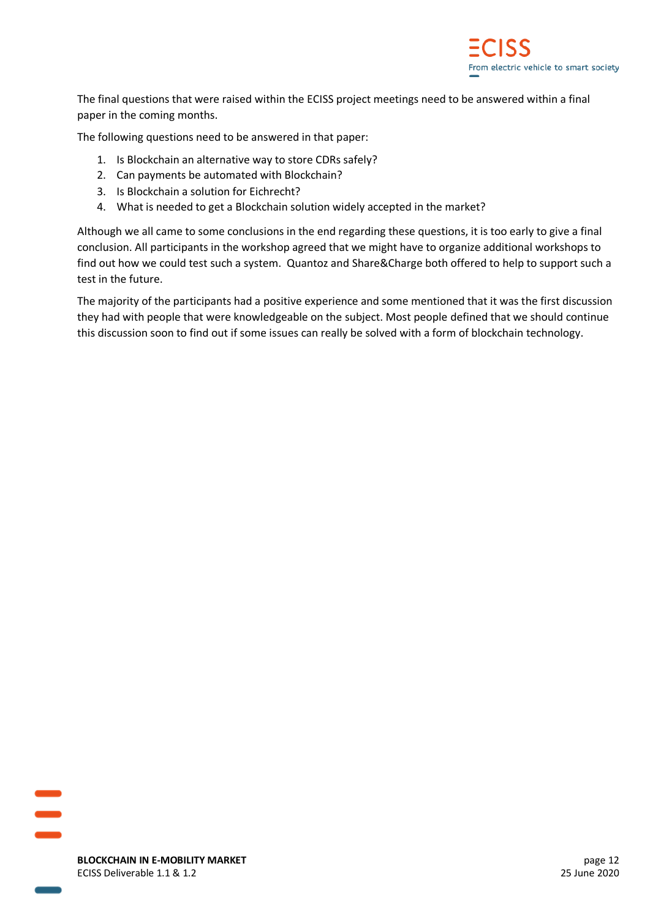The final questions that were raised within the ECISS project meetings need to be answered within a final paper in the coming months.

The following questions need to be answered in that paper:

1. Is Blockchain an alternative way to store CDRs safely?
2. Can payments be automated with Blockchain?
3. Is Blockchain a solution for Eichrecht?
4. What is needed to get a Blockchain solution widely accepted in the market?

Although we all came to some conclusions in the end regarding these questions, it is too early to give a final conclusion. All participants in the workshop agreed that we might have to organize additional workshops to find out how we could test such a system.  Quantoz and Share&Charge both offered to help to support such a test in the future.

The majority of the participants had a positive experience and some mentioned that it was the first discussion they had with people that were knowledgeable on the subject. Most people defined that we should continue this discussion soon to find out if some issues can really be solved with a form of blockchain technology.